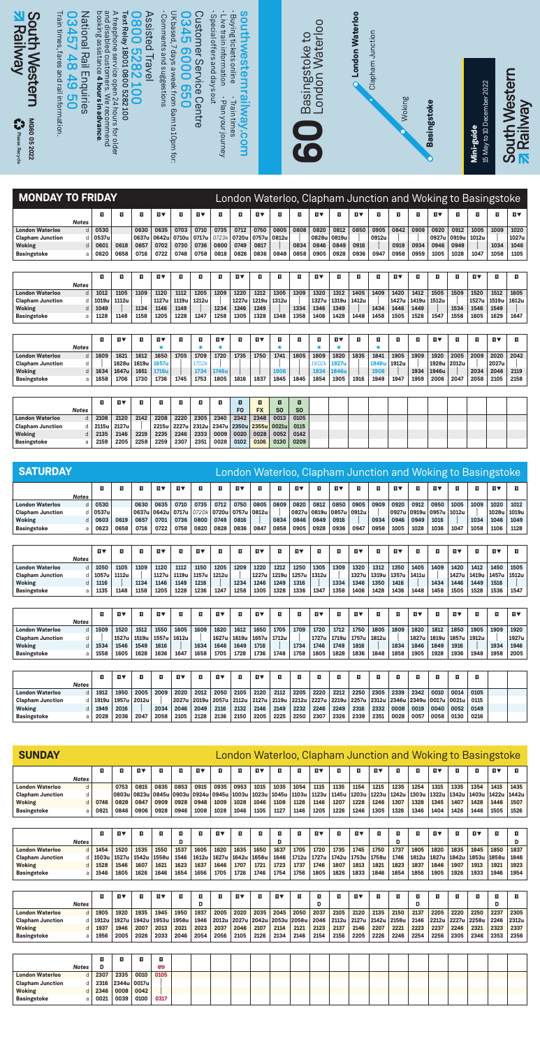# South Western Railway

**Mini-guide**
15 May to 10 December 2022

# 60 Basingstoke to London Waterloo

- **London Waterloo**
- Clapham Junction
- Woking
- **Basingstoke**

**southwesternrailway.com**

- Buying tickets online
- Live train information
- Special offers and days out
- Train times
- Plan your journey

**Customer Service Centre**
**0345 6000 650**
UK based, 7 days a week from 6am to 10pm for:
- Comments and suggestions

**Assisted Travel**
**0800 5282 100**
**Text Relay 18001 0800 5282 100**
A freephone service open 24 hours for older and disabled customers. We recommend booking assistance **6 hours in advance.**

**National Rail Enquiries**
**03457 48 49 50**
Train times, fares and rail information.

M660 05 2022

## MONDAY TO FRIDAY

London Waterloo, Clapham Junction and Woking to Basingstoke

| | | ■ | ■ | ■ | ■▼ | ■ | ■▼ | ■ | ■ | ■▼ | ■ | ■ | ■▼ | ■ | ■▼ | ■ | ■ | ■ | ■▼ | ■ | ■ | ■ | ■▼ |
|---|---|---|---|---|---|---|---|---|---|---|---|---|---|---|---|---|---|---|---|---|---|---|---|
| **Notes** | | | | | | | | | | | | | | | | | | | | | | | |
| **London Waterloo** | d | 0530 | | 0630 | 0635 | 0703 | 0710 | 0735 | 0712 | 0750 | 0805 | 0808 | 0820 | 0812 | 0850 | 0905 | 0842 | 0909 | 0920 | 0912 | 1005 | 1009 | 1020 |
| **Clapham Junction** | d | 0537u | | | | | | 0723k | 0720u | 0757u | 0812u | | 0828u | 0819u | | 0912u | | | 0927u | 0919u | 1012u | | 1027u |
| **Woking** | d | 0601 | 0618 | 0657 | 0702 | 0730 | 0736 | 0800 | 0749 | 0817 | | 0834 | 0846 | 0849 | 0916 | | 0919 | 0934 | 0946 | 0949 | | 1034 | 1046 |
| **Basingstoke** | a | 0620 | 0658 | 0716 | 0722 | 0748 | 0758 | 0818 | 0826 | 0836 | 0848 | 0858 | 0905 | 0928 | 0936 | 0947 | 0958 | 0959 | 1005 | 1028 | 1047 | 1058 | 1105 |

| | | ■ | ■ | ■ | ■▼ | ■ | ■▼ | ■ | ■ | ■▼ | ■ | ■ | ■▼ | ■ | ■▼ | ■ | ■▼ | ■ | ■ | ■ | ■▼ | ■ | ■ |
|---|---|---|---|---|---|---|---|---|---|---|---|---|---|---|---|---|---|---|---|---|---|---|---|
| **Notes** | | | | | | | | | | | | | | | | | | | | | | | |
| **London Waterloo** | d | 1012 | 1105 | 1109 | 1120 | 1112 | 1205 | 1209 | 1220 | 1212 | 1305 | 1309 | 1320 | 1312 | 1405 | 1409 | 1420 | 1412 | 1505 | 1509 | 1520 | 1512 | 1605 |
| **Clapham Junction** | d | 1019u | 1112u | | 1127u | 1119u | 1212u | | 1227u | 1219u | 1312u | | 1327u | 1319u | 1412u | | 1427u | 1419u | 1512u | | 1527u | 1519u | 1612u |
| **Woking** | d | 1049 | | 1134 | 1146 | 1149 | | 1234 | 1246 | 1249 | | 1334 | 1346 | 1349 | | 1434 | 1446 | 1449 | | 1534 | 1546 | 1549 | |
| **Basingstoke** | a | 1128 | 1148 | 1158 | 1205 | 1228 | 1247 | 1258 | 1305 | 1328 | 1348 | 1358 | 1406 | 1428 | 1448 | 1458 | 1505 | 1528 | 1547 | 1558 | 1605 | 1629 | 1647 |

| | | ■ | ■▼ | ■ | ■▼ | ■ | ■ | ■▼ | ■ | ■ | ■▼ | ■ | ■ | ■▼ | ■ | ■ | ■ | ■ | ■▼ | ■ | ■ | ■▼ | ■ |
|---|---|---|---|---|---|---|---|---|---|---|---|---|---|---|---|---|---|---|---|---|---|---|---|
| **Notes** | | | | | ★ | | ★ | ★ | | | ★ | | ★ | ★ | | ★ | | | | | | | |
| **London Waterloo** | d | 1609 | 1620 | 1612 | 1650 | 1705 | 1709 | 1720 | 1735 | 1750 | 1741 | 1805 | 1809 | 1820 | 1835 | 1841 | 1905 | 1909 | 1920 | 2005 | 2009 | 2020 | 2042 |
| **Clapham Junction** | d | | 1628u | 1619u | 1657u | | 1702k | | | | | | 1802k | 1827u | | 1848u | 1912u | | 1928u | 2012u | | 2027u | |
| **Woking** | d | 1634 | 1647u | 1651 | 1716u | | 1734 | 1746u | | | 1806 | | 1834 | 1846u | | 1908 | | 1934 | 1946u | | 2034 | 2046 | 2119 |
| **Basingstoke** | a | 1658 | 1706 | 1730 | 1736 | 1745 | 1753 | 1805 | 1816 | 1837 | 1845 | 1845 | 1854 | 1905 | 1916 | 1949 | 1947 | 1959 | 2006 | 2047 | 2058 | 2105 | 2158 |

| | | ■ | ■▼ | ■ | ■ | ■ | ■ | ■ | ■ | ■ | ■ | ■ |
|---|---|---|---|---|---|---|---|---|---|---|---|---|
| **Notes** | | | | | | | | | FO | FX | SO | SO |
| **London Waterloo** | d | 2108 | 2120 | 2142 | 2208 | 2220 | 2305 | 2340 | 2342 | 2348 | 0013 | 0105 |
| **Clapham Junction** | d | 2115u | 2127u | | 2215u | 2227u | 2312u | 2347u | 2350u | 2355u | 0021u | 0115 |
| **Woking** | d | 2135 | 2146 | 2219 | 2235 | 2246 | 2333 | 0009 | 0020 | 0028 | 0052 | 0142 |
| **Basingstoke** | a | 2159 | 2205 | 2258 | 2259 | 2307 | 2351 | 0028 | 0102 | 0106 | 0130 | 0209 |

## SATURDAY

London Waterloo, Clapham Junction and Woking to Basingstoke

| | | ■ | ■ | ■ | ■▼ | ■▼ | ■ | ■ | ■▼ | ■ | ■ | ■▼ | ■ | ■▼ | ■ | ■ | ■▼ | ■ | ■▼ | ■ | ■ | ■▼ | ■ |
|---|---|---|---|---|---|---|---|---|---|---|---|---|---|---|---|---|---|---|---|---|---|---|---|
| **Notes** | | | | | | | | | | | | | | | | | | | | | | | |
| **London Waterloo** | d | 0530 | | 0630 | 0635 | 0710 | 0735 | 0712 | 0750 | 0805 | 0809 | 0820 | 0812 | 0850 | 0905 | 0909 | 0920 | 0912 | 0950 | 1005 | 1009 | 1020 | 1012 |
| **Clapham Junction** | d | 0537u | | 0637u | 0642u | 0717u | 0720k | 0720u | 0757u | 0812u | | 0827u | 0819u | 0857u | 0912u | | 0927u | 0919u | 0957u | 1012u | | 1028u | 1019u |
| **Woking** | d | 0603 | 0619 | 0657 | 0701 | 0736 | 0800 | 0749 | 0816 | | 0834 | 0846 | 0849 | 0916 | | 0934 | 0946 | 0949 | 1016 | | 1034 | 1046 | 1049 |
| **Basingstoke** | a | 0623 | 0658 | 0716 | 0722 | 0758 | 0820 | 0828 | 0836 | 0847 | 0858 | 0905 | 0928 | 0936 | 0947 | 0958 | 1005 | 1028 | 1036 | 1047 | 1058 | 1106 | 1128 |

| | | ■▼ | ■ | ■ | ■▼ | ■ | ■▼ | ■ | ■ | ■▼ | ■ | ■▼ | ■ | ■ | ■▼ | ■ | ■▼ | ■ | ■ | ■▼ | ■ | ■▼ | ■ |
|---|---|---|---|---|---|---|---|---|---|---|---|---|---|---|---|---|---|---|---|---|---|---|---|
| **Notes** | | | | | | | | | | | | | | | | | | | | | | | |
| **London Waterloo** | d | 1050 | 1105 | 1109 | 1120 | 1112 | 1150 | 1205 | 1209 | 1220 | 1212 | 1250 | 1305 | 1309 | 1320 | 1312 | 1350 | 1405 | 1409 | 1420 | 1412 | 1450 | 1505 |
| **Clapham Junction** | d | 1057u | 1112u | | 1127u | 1119u | 1157u | 1212u | | 1227u | 1219u | 1257u | 1312u | | 1327u | 1319u | 1357u | 1411u | | 1427u | 1419u | 1457u | 1512u |
| **Woking** | d | 1116 | | 1134 | 1146 | 1149 | 1216 | | 1234 | 1246 | 1249 | 1316 | | 1334 | 1346 | 1350 | 1416 | | 1434 | 1446 | 1449 | 1516 | |
| **Basingstoke** | a | 1135 | 1148 | 1158 | 1205 | 1228 | 1236 | 1247 | 1258 | 1305 | 1328 | 1336 | 1347 | 1358 | 1406 | 1428 | 1436 | 1448 | 1458 | 1505 | 1528 | 1536 | 1547 |

| | | ■ | ■▼ | ■ | ■▼ | ■ | ■ | ■ | ■▼ | ■ | ■▼ | ■ | ■ | ■▼ | ■ | ■▼ | ■ | ■ | ■▼ | ■ | ■▼ | ■ | ■▼ |
|---|---|---|---|---|---|---|---|---|---|---|---|---|---|---|---|---|---|---|---|---|---|---|---|
| **Notes** | | | | | | | | | | | | | | | | | | | | | | | |
| **London Waterloo** | d | 1509 | 1520 | 1512 | 1550 | 1605 | 1609 | 1620 | 1612 | 1650 | 1705 | 1709 | 1720 | 1712 | 1750 | 1805 | 1809 | 1820 | 1812 | 1850 | 1905 | 1909 | 1920 |
| **Clapham Junction** | d | | 1527u | 1519u | 1557u | 1612u | | 1627u | 1619u | 1657u | 1712u | | 1727u | 1719u | 1757u | 1812u | | 1827u | 1819u | 1857u | 1912u | | 1927u |
| **Woking** | d | 1534 | 1546 | 1549 | 1616 | | 1634 | 1646 | 1649 | 1716 | | 1734 | 1746 | 1749 | 1816 | | 1834 | 1846 | 1849 | 1916 | | 1934 | 1946 |
| **Basingstoke** | a | 1558 | 1605 | 1628 | 1636 | 1647 | 1658 | 1705 | 1728 | 1736 | 1748 | 1758 | 1805 | 1828 | 1836 | 1848 | 1858 | 1905 | 1928 | 1936 | 1948 | 1958 | 2005 |

| | | ■ | ■▼ | ■ | ■ | ■ | ■▼ | ■ | ■▼ | ■ | ■▼ | ■ | ■ | ■ | ■ | ■ | ■ | ■ | ■ | ■ | ■ | ■ |
|---|---|---|---|---|---|---|---|---|---|---|---|---|---|---|---|---|---|---|---|---|---|---|
| **Notes** | | | | | | | | | | | | | | | | | | | | | | |
| **London Waterloo** | d | 1912 | 1950 | 2005 | 2009 | 2020 | 2012 | 2050 | 2105 | 2120 | 2112 | 2150 | 2205 | 2220 | 2212 | 2250 | 2305 | 2339 | 2342 | 0010 | 0014 | 0105 |
| **Clapham Junction** | d | 1919u | 1957u | 2012u | | 2027u | 2019u | 2057u | 2112u | 2127u | 2119u | | 2212u | 2227u | 2219u | 2257u | 2312u | 2346u | 2349u | 0017u | 0021u | 0115 |
| **Woking** | d | 1949 | 2016 | | 2034 | 2046 | 2049 | 2116 | 2132 | 2146 | 2149 | | 2232 | 2246 | 2249 | 2316 | 2332 | 0008 | 0019 | 0040 | 0052 | 0149 |
| **Basingstoke** | a | 2028 | 2036 | 2047 | 2058 | 2105 | 2128 | 2136 | 2150 | 2205 | 2225 | | 2250 | 2307 | 2326 | 2339 | 2351 | 0028 | 0057 | 0058 | 0130 | 0216 |

## SUNDAY

London Waterloo, Clapham Junction and Woking to Basingstoke

| | | ■ | ■ | ■▼ | ■ | ■ | ■ | ■▼ | ■ | ■ | ■▼ | ■ | ■ | ■▼ | ■ | ■ | ■▼ | ■ | ■ | ■▼ | ■ | ■▼ | ■ |
|---|---|---|---|---|---|---|---|---|---|---|---|---|---|---|---|---|---|---|---|---|---|---|---|
| **Notes** | | | | | | | | | | | | | | | | | | | | | | | |
| **London Waterloo** | d | | 0753 | 0815 | 0835 | 0853 | 0915 | 0935 | 0953 | 1015 | 1035 | 1054 | 1115 | 1135 | 1154 | 1215 | 1235 | 1254 | 1315 | 1335 | 1354 | 1415 | 1435 |
| **Clapham Junction** | d | | 0803u | 0823u | 0845u | 0903u | 0924u | 0945u | 1003u | 1023u | 1045u | 1103u | 1123u | 1145u | 1203u | 1223u | 1242u | 1303u | 1322u | 1342u | 1403u | 1422u | 1442u |
| **Woking** | d | 0746 | 0828 | 0847 | 0909 | 0928 | 0948 | 1009 | 1028 | 1046 | 1108 | 1128 | 1146 | 1207 | 1228 | 1246 | 1307 | 1328 | 1345 | 1407 | 1428 | 1446 | 1507 |
| **Basingstoke** | a | 0821 | 0846 | 0906 | 0928 | 0946 | 1008 | 1028 | 1046 | 1105 | 1127 | 1146 | 1205 | 1226 | 1246 | 1305 | 1326 | 1346 | 1404 | 1426 | 1446 | 1505 | 1526 |

| | | ■ | ■▼ | ■ | ■ | ■ | ■ | ■▼ | ■ | ■ | ■ | ■ | ■▼ | ■ | ■▼ | ■ | ■ | ■ | ■▼ | ■ | ■▼ | ■ | ■ |
|---|---|---|---|---|---|---|---|---|---|---|---|---|---|---|---|---|---|---|---|---|---|---|---|
| **Notes** | | | | | | D | | | | | D | | | | | | D | | | | | | D |
| **London Waterloo** | d | 1454 | 1520 | 1535 | 1550 | 1537 | 1605 | 1620 | 1635 | 1650 | 1637 | 1705 | 1720 | 1735 | 1745 | 1750 | 1737 | 1805 | 1820 | 1835 | 1845 | 1850 | 1837 |
| **Clapham Junction** | d | 1503u | 1527u | 1542u | 1558u | 1546 | 1612u | 1627u | 1642u | 1658u | 1646 | 1712u | 1727u | 1742u | 1753u | 1758u | 1746 | 1812u | 1827u | 1842u | 1853u | 1858u | 1846 |
| **Woking** | d | 1528 | 1546 | 1607 | 1621 | 1623 | 1637 | 1646 | 1707 | 1721 | 1723 | 1737 | 1746 | 1807 | 1813 | 1821 | 1823 | 1837 | 1846 | 1907 | 1913 | 1921 | 1923 |
| **Basingstoke** | a | 1546 | 1605 | 1626 | 1646 | 1654 | 1656 | 1705 | 1726 | 1746 | 1754 | 1756 | 1805 | 1826 | 1833 | 1846 | 1854 | 1856 | 1905 | 1926 | 1933 | 1946 | 1954 |

| | | ■ | ■▼ | ■ | ■ | ■ | ■ | ■ | ■▼ | ■ | ■▼ | ■ | ■ | ■ | ■▼ | ■ | ■ | ■ | ■ | ■ | ■ | ■ | ■ |
|---|---|---|---|---|---|---|---|---|---|---|---|---|---|---|---|---|---|---|---|---|---|---|---|
| **Notes** | | | | | | | D | | | | | | D | | | | | D | | | | D | |
| **London Waterloo** | d | 1905 | 1920 | 1935 | 1945 | 1950 | 1937 | 2005 | 2020 | 2035 | 2045 | 2050 | 2037 | 2105 | 2120 | 2135 | 2150 | 2137 | 2205 | 2220 | 2250 | 2237 | 2305 |
| **Clapham Junction** | d | 1912u | 1927u | 1942u | 1953u | 1958u | 1946 | 2012u | 2027u | 2042u | 2053u | 2058u | 2046 | 2112u | 2127u | 2142u | 2158u | 2146 | 2212u | 2227u | 2258u | 2246 | 2312u |
| **Woking** | d | 1937 | 1946 | 2007 | 2013 | 2021 | 2023 | 2037 | 2046 | 2107 | 2114 | 2121 | 2123 | 2137 | 2146 | 2207 | 2221 | 2223 | 2237 | 2246 | 2321 | 2323 | 2337 |
| **Basingstoke** | a | 1956 | 2005 | 2026 | 2033 | 2046 | 2054 | 2056 | 2105 | 2126 | 2134 | 2146 | 2154 | 2156 | 2205 | 2226 | 2246 | 2254 | 2256 | 2305 | 2346 | 2353 | 2356 |

| | | ■ | ■ | ■ | ■ |
|---|---|---|---|---|---|
| **Notes** | | D | | | 🚌 |
| **London Waterloo** | d | 2307 | 2335 | 0010 | 0105 |
| **Clapham Junction** | d | 2316 | 2344u | 0017u | |
| **Woking** | d | 2346 | 0008 | 0042 | |
| **Basingstoke** | a | 0021 | 0039 | 0100 | 0317 |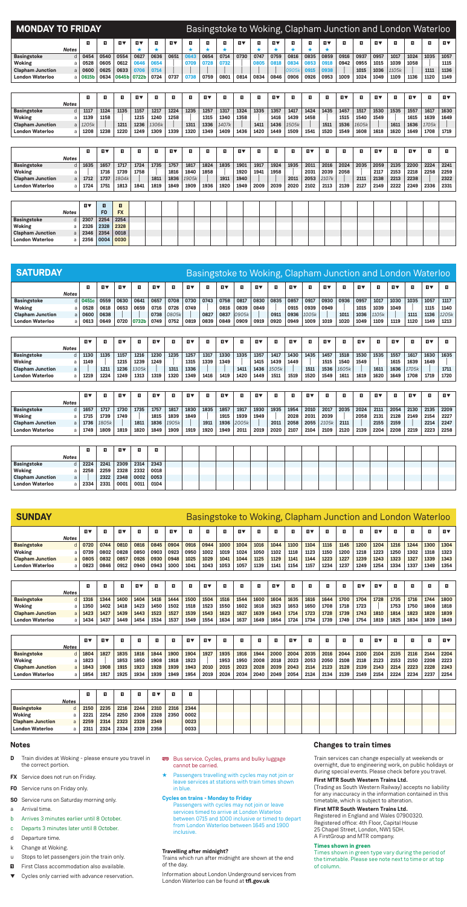## MONDAY TO FRIDAY

Basingstoke to Woking, Clapham Junction and London Waterloo

| | | ■ | ■ | ■▼ | ■▼ | ■ | ■▼ | ■ | ■ | ■ | ■▼ | ■ | ■▼ | ■ | ■ | ■▼ | ■ | ■ | ■▼ | ■ | ■ | ■ | ■▼ |
|---|---|---|---|---|---|---|---|---|---|---|---|---|---|---|---|---|---|---|---|---|---|---|---|
| *Notes* | | | | | ★ | ★ | | ★ | ★ | ★ | | ★ | ★ | ★ | ★ | ★ | | | | | | | |
| **Basingstoke** | d | 0454 | 0540 | 0554 | 0627 | 0636 | 0651 | 0643 | 0654 | 0714 | 0730 | 0747 | 0759 | 0816 | 0835 | 0859 | 0916 | 0937 | 0957 | 1017 | 1024 | 1035 | 1057 |
| **Woking** | a | 0528 | 0605 | 0612 | 0646 | 0654 | | 0709 | 0728 | 0732 | | 0805 | 0818 | 0834 | 0853 | 0918 | 0942 | 0955 | 1015 | 1039 | 1058 | | 1115 |
| **Clapham Junction** | a | 0600 | 0625 | 0633 | 0706 | 0714 | | | | | | | | 0905k | 0915 | 0938 | | 1015 | 1036 | 1105k | | 1111 | 1136 |
| **London Waterloo** | a | 0615b | 0634 | 0645b | 0722b | 0724 | 0737 | 0738 | 0759 | 0801 | 0814 | 0834 | 0846 | 0906 | 0926 | 0953 | 1009 | 1024 | 1049 | 1109 | 1136 | 1120 | 1149 |

| | | ■ | ■ | ■ | ■▼ | ■ | ■ | ■ | ■▼ | ■ | ■ | ■ | ■▼ | ■ | ■ | ■ | ■▼ | ■ | ■▼ | ■ | ■▼ | ■ | ■▼ |
|---|---|---|---|---|---|---|---|---|---|---|---|---|---|---|---|---|---|---|---|---|---|---|---|
| *Notes* | | | | | | | | | | | | | | | | | | | | | | | |
| **Basingstoke** | d | 1117 | 1124 | 1135 | 1157 | 1217 | 1224 | 1235 | 1257 | 1317 | 1324 | 1335 | 1357 | 1417 | 1424 | 1435 | 1457 | 1517 | 1530 | 1535 | 1557 | 1617 | 1630 |
| **Woking** | a | 1139 | 1158 | | 1215 | 1240 | 1258 | | 1315 | 1340 | 1358 | | 1416 | 1439 | 1458 | | 1515 | 1540 | 1549 | | 1615 | 1639 | 1649 |
| **Clapham Junction** | a | 1205k | | 1211 | 1236 | 1306k | | 1311 | 1336 | 1407k | | 1411 | 1436 | 1505k | | 1511 | 1536 | 1605k | | 1611 | 1636 | 1705k | |
| **London Waterloo** | a | 1208 | 1238 | 1220 | 1249 | 1309 | 1339 | 1320 | 1349 | 1409 | 1436 | 1420 | 1449 | 1509 | 1541 | 1520 | 1549 | 1608 | 1618 | 1620 | 1649 | 1708 | 1719 |

| | | ■ | ■▼ | ■ | ■ | ■ | ■▼ | ■ | ■ | ■ | ■▼ | ■ | ■ | ■ | ■▼ | ■ | ■ | ■ | ■▼ | ■ | ■▼ | ■ | ■ |
|---|---|---|---|---|---|---|---|---|---|---|---|---|---|---|---|---|---|---|---|---|---|---|---|
| *Notes* | | | | | | | | | | | | | | | | | | | | | | | |
| **Basingstoke** | d | 1635 | 1657 | 1717 | 1724 | 1735 | 1757 | 1817 | 1824 | 1835 | 1901 | 1917 | 1924 | 1935 | 2011 | 2016 | 2024 | 2035 | 2059 | 2135 | 2200 | 2224 | 2241 |
| **Woking** | a | | 1716 | 1739 | 1758 | | 1816 | 1840 | 1858 | | 1920 | 1941 | 1958 | | 2031 | 2039 | 2058 | | 2117 | 2153 | 2218 | 2258 | 2259 |
| **Clapham Junction** | a | 1712 | 1737 | 1804k | | 1811 | 1836 | 1905k | | 1911 | 1940 | | | 2011 | 2053 | 2107k | | 2111 | 2138 | 2213 | 2238 | | 2322 |
| **London Waterloo** | a | 1724 | 1751 | 1813 | 1841 | 1819 | 1849 | 1909 | 1936 | 1920 | 1949 | 2009 | 2039 | 2020 | 2102 | 2113 | 2139 | 2127 | 2149 | 2222 | 2249 | 2336 | 2331 |

| | | ■▼ | ■ | ■ |
|---|---|---|---|---|
| *Notes* | | | FO | FX |
| **Basingstoke** | d | 2307 | 2254 | 2254 |
| **Woking** | a | 2326 | 2328 | 2328 |
| **Clapham Junction** | a | 2346 | 2354 | 0018 |
| **London Waterloo** | a | 2356 | 0004 | 0030 |

## SATURDAY

Basingstoke to Woking, Clapham Junction and London Waterloo

| | | ■ | ■▼ | ■▼ | ■ | ■▼ | ■ | ■▼ | ■ | ■▼ | ■ | ■▼ | ■ | ■▼ | ■ | ■▼ | ■ | ■▼ | ■ | ■▼ | ■ | ■▼ | ■ |
|---|---|---|---|---|---|---|---|---|---|---|---|---|---|---|---|---|---|---|---|---|---|---|---|
| *Notes* | | | | | | | | | | | | | | | | | | | | | | | |
| **Basingstoke** | d | 0451c | 0559 | 0630 | 0641 | 0657 | 0708 | 0730 | 0743 | 0758 | 0817 | 0830 | 0835 | 0857 | 0917 | 0930 | 0936 | 0957 | 1017 | 1030 | 1035 | 1057 | 1117 |
| **Woking** | a | 0528 | 0618 | 0653 | 0659 | 0716 | 0726 | 0749 | | 0816 | 0839 | 0849 | | 0915 | 0939 | 0949 | | 1015 | 1039 | 1049 | | 1115 | 1140 |
| **Clapham Junction** | a | 0600 | 0638 | | | 0738 | 0805k | | 0827 | 0837 | 0905k | | 0911 | 0936 | 1005k | | 1011 | 1036 | 1105k | | 1111 | 1136 | 1205k |
| **London Waterloo** | a | 0613 | 0649 | 0720 | 0732b | 0749 | 0752 | 0819 | 0839 | 0849 | 0909 | 0919 | 0920 | 0949 | 1009 | 1019 | 1020 | 1049 | 1109 | 1119 | 1120 | 1149 | 1213 |

| | | ■▼ | ■ | ■▼ | ■ | ■▼ | ■ | ■▼ | ■ | ■▼ | ■ | ■▼ | ■ | ■▼ | ■ | ■▼ | ■ | ■▼ | ■ | ■▼ | ■ | ■▼ | ■ |
|---|---|---|---|---|---|---|---|---|---|---|---|---|---|---|---|---|---|---|---|---|---|---|---|
| *Notes* | | | | | | | | | | | | | | | | | | | | | | | |
| **Basingstoke** | d | 1130 | 1135 | 1157 | 1216 | 1230 | 1235 | 1257 | 1317 | 1330 | 1335 | 1357 | 1417 | 1430 | 1435 | 1457 | 1518 | 1530 | 1535 | 1557 | 1617 | 1630 | 1635 |
| **Woking** | a | 1149 | | 1215 | 1239 | 1249 | | 1315 | 1339 | 1349 | | 1415 | 1439 | 1449 | | 1515 | 1540 | 1549 | | 1615 | 1639 | 1649 | |
| **Clapham Junction** | a | | 1211 | 1236 | 1305k | | 1311 | 1336 | | | 1411 | 1436 | 1505k | | 1511 | 1536 | 1605k | | 1611 | 1636 | 1705k | | 1711 |
| **London Waterloo** | a | 1219 | 1224 | 1249 | 1313 | 1319 | 1320 | 1349 | 1416 | 1419 | 1420 | 1449 | 1511 | 1519 | 1520 | 1549 | 1611 | 1619 | 1620 | 1649 | 1708 | 1719 | 1720 |

| | | ■▼ | ■ | ■▼ | ■ | ■▼ | ■ | ■▼ | ■ | ■▼ | ■ | ■▼ | ■ | ■ | ■▼ | ■ | ■ | ■ | ■▼ | ■ | ■▼ | ■ | ■▼ |
|---|---|---|---|---|---|---|---|---|---|---|---|---|---|---|---|---|---|---|---|---|---|---|---|
| *Notes* | | | | | | | | | | | | | | | | | | | | | | | |
| **Basingstoke** | d | 1657 | 1717 | 1730 | 1735 | 1757 | 1817 | 1830 | 1835 | 1857 | 1917 | 1930 | 1935 | 1954 | 2010 | 2017 | 2035 | 2024 | 2111 | 2054 | 2130 | 2135 | 2209 |
| **Woking** | a | 1715 | 1739 | 1749 | | 1815 | 1839 | 1849 | | 1915 | 1939 | 1949 | | 2028 | 2031 | 2039 | | 2058 | 2131 | 2128 | 2149 | 2154 | 2227 |
| **Clapham Junction** | a | 1736 | 1805k | | 1811 | 1836 | 1905k | | 1911 | 1936 | 2005k | | 2011 | 2058 | 2055 | 2105k | 2111 | | 2155 | 2159 | | 2214 | 2247 |
| **London Waterloo** | a | 1749 | 1809 | 1819 | 1820 | 1849 | 1909 | 1919 | 1920 | 1949 | 2011 | 2019 | 2020 | 2107 | 2104 | 2109 | 2120 | 2139 | 2204 | 2208 | 2219 | 2223 | 2258 |

| | | ■ | ■ | ■▼ | ■ | ■ |
|---|---|---|---|---|---|---|
| *Notes* | | | | | | |
| **Basingstoke** | d | 2224 | 2241 | 2309 | 2314 | 2343 |
| **Woking** | a | 2258 | 2259 | 2328 | 2332 | 0018 |
| **Clapham Junction** | a | | 2322 | 2348 | 0002 | 0053 |
| **London Waterloo** | a | 2334 | 2331 | 0001 | 0011 | 0104 |

## SUNDAY

Basingstoke to Woking, Clapham Junction and London Waterloo

| | | ■▼ | ■ | ■▼ | ■ | ■ | ■▼ | ■ | ■ | ■ | ■▼ | ■ | ■ | ■ | ■▼ | ■ | ■ | ■ | ■▼ | ■ | ■ | ■ | ■▼ |
|---|---|---|---|---|---|---|---|---|---|---|---|---|---|---|---|---|---|---|---|---|---|---|---|
| *Notes* | | | | | | | | | | | | | | | | | | | | | | | |
| **Basingstoke** | d | 0720 | 0744 | 0810 | 0816 | 0845 | 0904 | 0916 | 0944 | 1000 | 1004 | 1016 | 1044 | 1100 | 1104 | 1116 | 1145 | 1200 | 1204 | 1216 | 1244 | 1300 | 1304 |
| **Woking** | a | 0739 | 0802 | 0828 | 0850 | 0903 | 0923 | 0950 | 1002 | 1019 | 1024 | 1050 | 1102 | 1118 | 1123 | 1150 | 1200 | 1218 | 1223 | 1250 | 1302 | 1318 | 1323 |
| **Clapham Junction** | a | 0805 | 0832 | 0857 | 0926 | 0930 | 0948 | 1025 | 1029 | 1041 | 1044 | 1125 | 1129 | 1141 | 1144 | 1223 | 1227 | 1239 | 1243 | 1323 | 1327 | 1339 | 1343 |
| **London Waterloo** | a | 0823 | 0846 | 0912 | 0940 | 0943 | 1000 | 1041 | 1043 | 1053 | 1057 | 1139 | 1141 | 1154 | 1157 | 1234 | 1237 | 1249 | 1254 | 1334 | 1337 | 1349 | 1354 |

| | | ■ | ■ | ■ | ■▼ | ■ | ■ | ■ | ■▼ | ■ | ■ | ■ | ■▼ | ■ | ■ | ■ | ■ | ■▼ | ■▼ | ■ | ■ | ■ | ■ |
|---|---|---|---|---|---|---|---|---|---|---|---|---|---|---|---|---|---|---|---|---|---|---|---|
| *Notes* | | | | | | | | | | | | | | | | | | | | | | | |
| **Basingstoke** | d | 1316 | 1344 | 1400 | 1404 | 1416 | 1444 | 1500 | 1504 | 1516 | 1544 | 1600 | 1604 | 1635 | 1616 | 1644 | 1700 | 1704 | 1728 | 1735 | 1716 | 1744 | 1800 |
| **Woking** | a | 1350 | 1402 | 1418 | 1423 | 1450 | 1502 | 1518 | 1523 | 1550 | 1602 | 1618 | 1623 | 1653 | 1650 | 1708 | 1718 | 1723 | | 1753 | 1750 | 1808 | 1818 |
| **Clapham Junction** | a | 1423 | 1427 | 1439 | 1443 | 1523 | 1527 | 1539 | 1543 | 1623 | 1627 | 1639 | 1643 | 1714 | 1723 | 1728 | 1739 | 1743 | 1810 | 1814 | 1823 | 1828 | 1839 |
| **London Waterloo** | a | 1434 | 1437 | 1449 | 1454 | 1534 | 1537 | 1549 | 1554 | 1634 | 1637 | 1649 | 1654 | 1724 | 1734 | 1739 | 1749 | 1754 | 1819 | 1825 | 1834 | 1839 | 1849 |

| | | ■▼ | ■▼ | ■ | ■ | ■ | ■ | ■ | ■▼ | ■▼ | ■ | ■ | ■ | ■ | ■▼ | ■ | ■ | ■ | ■ | ■▼ | ■ | ■ | ■▼ |
|---|---|---|---|---|---|---|---|---|---|---|---|---|---|---|---|---|---|---|---|---|---|---|---|
| *Notes* | | | | | | | | | | | | | | | | | | | | | | | |
| **Basingstoke** | d | 1804 | 1827 | 1835 | 1816 | 1844 | 1900 | 1904 | 1927 | 1935 | 1916 | 1944 | 2000 | 2004 | 2035 | 2016 | 2044 | 2100 | 2104 | 2135 | 2116 | 2144 | 2204 |
| **Woking** | a | 1823 | | 1853 | 1850 | 1908 | 1918 | 1923 | | 1953 | 1950 | 2008 | 2018 | 2023 | 2053 | 2050 | 2108 | 2118 | 2123 | 2153 | 2150 | 2208 | 2223 |
| **Clapham Junction** | a | | | 1915 | 1923 | 1928 | 1939 | 1943 | 2010 | 2015 | 2023 | 2028 | 2039 | 2043 | 2114 | 2123 | 2128 | 2139 | 2143 | 2214 | 2223 | 2228 | 2243 |
| **London Waterloo** | a | 1854 | 1917 | 1925 | 1934 | 1939 | 1949 | 1954 | 2019 | 2024 | 2034 | 2040 | 2049 | 2054 | 2124 | 2134 | 2139 | 2149 | 2154 | 2224 | 2234 | 2237 | 2254 |

| | | ■ | ■ | ■ | ■ | ■▼ | ■ | ■ |
|---|---|---|---|---|---|---|---|---|
| *Notes* | | | | | | | | |
| **Basingstoke** | d | 2150 | 2235 | 2216 | 2244 | 2310 | 2316 | 2344 |
| **Woking** | a | 2221 | 2254 | 2250 | 2308 | 2328 | 2350 | 0002 |
| **Clapham Junction** | a | 2259 | 2314 | 2323 | 2328 | 2349 | | 0023 |
| **London Waterloo** | a | 2311 | 2324 | 2334 | 2339 | 2358 | | 0033 |

## Notes

**D** Train divides at Woking - please ensure you travel in the correct portion.

**FX** Service does not run on Friday.

**FO** Service runs on Friday only.

**SO** Service runs on Saturday morning only.

**a** Arrival time.

**b** Arrives 3 minutes earlier until 8 October.

**c** Departs 3 minutes later until 8 October.

**d** Departure time.

**k** Change at Woking.

**u** Stops to let passengers join the train only.

**■** First Class accommodation also available.

**▼** Cycles only carried with advance reservation.

Bus service. Cycles, prams and bulky luggage cannot be carried.

**★** Passengers travelling with cycles may not join or leave services at stations with train times shown in blue.

**Cycles on trains - Monday to Friday**
Passengers with cycles may not join or leave services timed to arrive at London Waterloo between 0715 and 1000 inclusive or timed to depart from London Waterloo between 1645 and 1900 inclusive.

**Travelling after midnight?**
Trains which run after midnight are shown at the end of the day.

Information about London Underground services from London Waterloo can be found at **tfl.gov.uk**

## Changes to train times

Train services can change especially at weekends or overnight, due to engineering work, on public holidays or during special events. Please check before you travel.

**First MTR South Western Trains Ltd.**
(Trading as South Western Railway) accepts no liability for any inaccuracy in the information contained in this timetable, which is subject to alteration.

**First MTR South Western Trains Ltd.**
Registered in England and Wales 07900320.
Registered office: 4th Floor, Capital House
25 Chapel Street, London, NW1 5DH.
A FirstGroup and MTR company.

**Times shown in green**
Times shown in green type vary during the period of the timetable. Please see note next to time or at top of column.